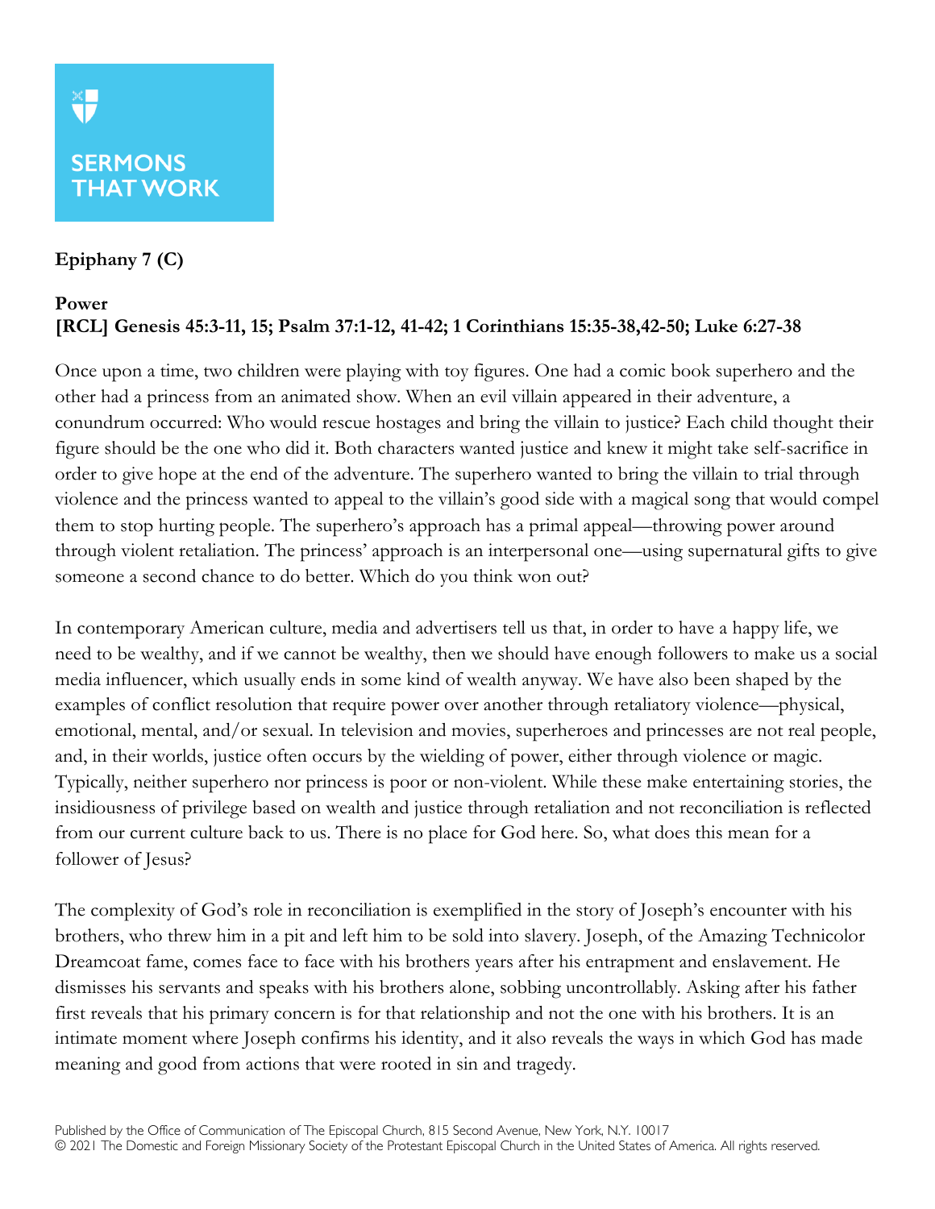SERMONS THAT WORK

**Epiphany 7 (C)**

**Power**
**[RCL] Genesis 45:3-11, 15; Psalm 37:1-12, 41-42; 1 Corinthians 15:35-38,42-50; Luke 6:27-38**

Once upon a time, two children were playing with toy figures. One had a comic book superhero and the other had a princess from an animated show. When an evil villain appeared in their adventure, a conundrum occurred: Who would rescue hostages and bring the villain to justice? Each child thought their figure should be the one who did it. Both characters wanted justice and knew it might take self-sacrifice in order to give hope at the end of the adventure. The superhero wanted to bring the villain to trial through violence and the princess wanted to appeal to the villain's good side with a magical song that would compel them to stop hurting people. The superhero's approach has a primal appeal—throwing power around through violent retaliation. The princess' approach is an interpersonal one—using supernatural gifts to give someone a second chance to do better. Which do you think won out?

In contemporary American culture, media and advertisers tell us that, in order to have a happy life, we need to be wealthy, and if we cannot be wealthy, then we should have enough followers to make us a social media influencer, which usually ends in some kind of wealth anyway. We have also been shaped by the examples of conflict resolution that require power over another through retaliatory violence—physical, emotional, mental, and/or sexual. In television and movies, superheroes and princesses are not real people, and, in their worlds, justice often occurs by the wielding of power, either through violence or magic. Typically, neither superhero nor princess is poor or non-violent. While these make entertaining stories, the insidiousness of privilege based on wealth and justice through retaliation and not reconciliation is reflected from our current culture back to us. There is no place for God here. So, what does this mean for a follower of Jesus?

The complexity of God's role in reconciliation is exemplified in the story of Joseph's encounter with his brothers, who threw him in a pit and left him to be sold into slavery. Joseph, of the Amazing Technicolor Dreamcoat fame, comes face to face with his brothers years after his entrapment and enslavement. He dismisses his servants and speaks with his brothers alone, sobbing uncontrollably. Asking after his father first reveals that his primary concern is for that relationship and not the one with his brothers. It is an intimate moment where Joseph confirms his identity, and it also reveals the ways in which God has made meaning and good from actions that were rooted in sin and tragedy.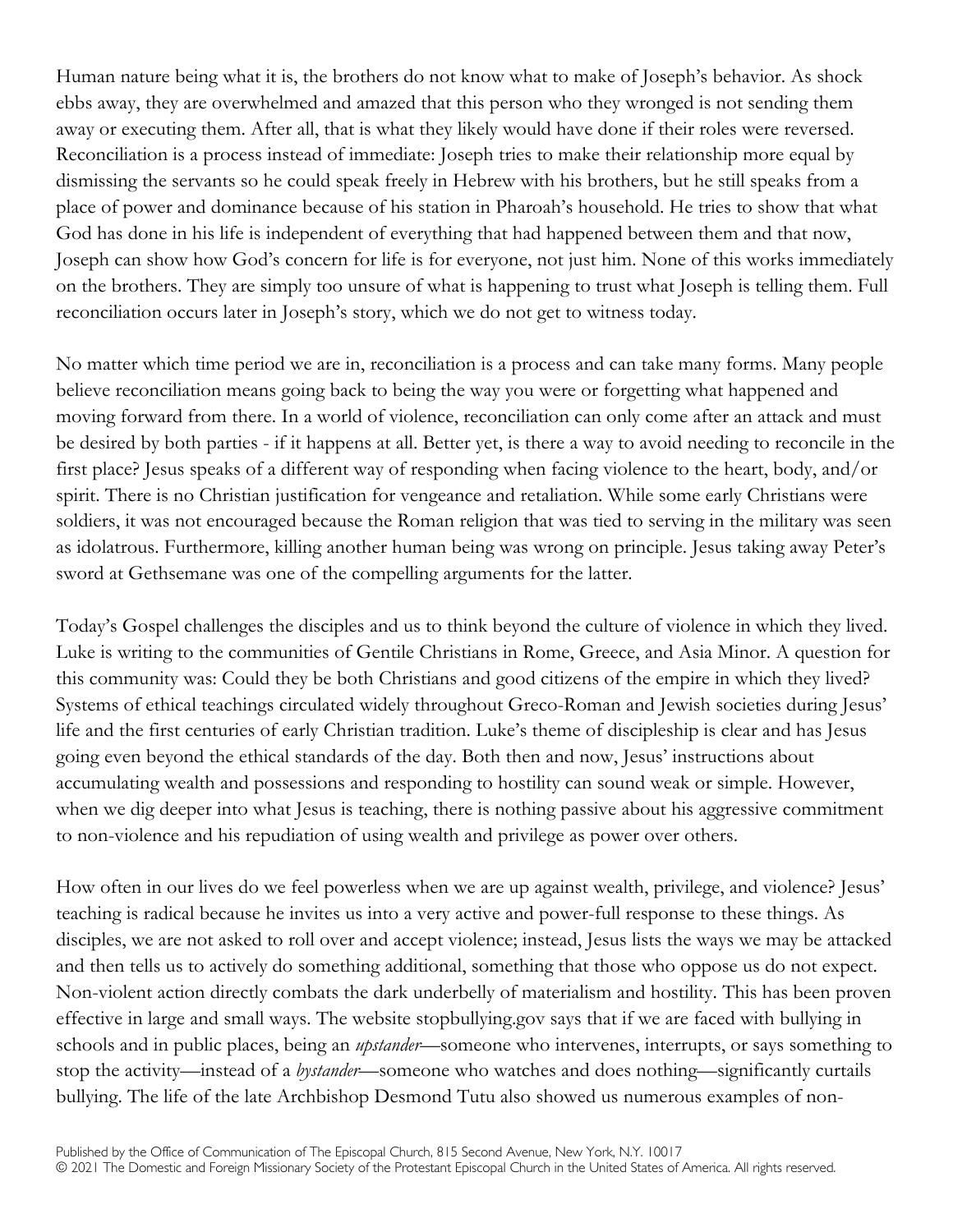Human nature being what it is, the brothers do not know what to make of Joseph's behavior. As shock ebbs away, they are overwhelmed and amazed that this person who they wronged is not sending them away or executing them. After all, that is what they likely would have done if their roles were reversed. Reconciliation is a process instead of immediate: Joseph tries to make their relationship more equal by dismissing the servants so he could speak freely in Hebrew with his brothers, but he still speaks from a place of power and dominance because of his station in Pharoah's household. He tries to show that what God has done in his life is independent of everything that had happened between them and that now, Joseph can show how God's concern for life is for everyone, not just him. None of this works immediately on the brothers. They are simply too unsure of what is happening to trust what Joseph is telling them. Full reconciliation occurs later in Joseph's story, which we do not get to witness today.

No matter which time period we are in, reconciliation is a process and can take many forms. Many people believe reconciliation means going back to being the way you were or forgetting what happened and moving forward from there. In a world of violence, reconciliation can only come after an attack and must be desired by both parties - if it happens at all. Better yet, is there a way to avoid needing to reconcile in the first place? Jesus speaks of a different way of responding when facing violence to the heart, body, and/or spirit. There is no Christian justification for vengeance and retaliation. While some early Christians were soldiers, it was not encouraged because the Roman religion that was tied to serving in the military was seen as idolatrous. Furthermore, killing another human being was wrong on principle. Jesus taking away Peter's sword at Gethsemane was one of the compelling arguments for the latter.

Today's Gospel challenges the disciples and us to think beyond the culture of violence in which they lived. Luke is writing to the communities of Gentile Christians in Rome, Greece, and Asia Minor. A question for this community was: Could they be both Christians and good citizens of the empire in which they lived? Systems of ethical teachings circulated widely throughout Greco-Roman and Jewish societies during Jesus' life and the first centuries of early Christian tradition. Luke's theme of discipleship is clear and has Jesus going even beyond the ethical standards of the day. Both then and now, Jesus' instructions about accumulating wealth and possessions and responding to hostility can sound weak or simple. However, when we dig deeper into what Jesus is teaching, there is nothing passive about his aggressive commitment to non-violence and his repudiation of using wealth and privilege as power over others.

How often in our lives do we feel powerless when we are up against wealth, privilege, and violence? Jesus' teaching is radical because he invites us into a very active and power-full response to these things. As disciples, we are not asked to roll over and accept violence; instead, Jesus lists the ways we may be attacked and then tells us to actively do something additional, something that those who oppose us do not expect. Non-violent action directly combats the dark underbelly of materialism and hostility. This has been proven effective in large and small ways. The website stopbullying.gov says that if we are faced with bullying in schools and in public places, being an *upstander*—someone who intervenes, interrupts, or says something to stop the activity—instead of a *bystander*—someone who watches and does nothing—significantly curtails bullying. The life of the late Archbishop Desmond Tutu also showed us numerous examples of non-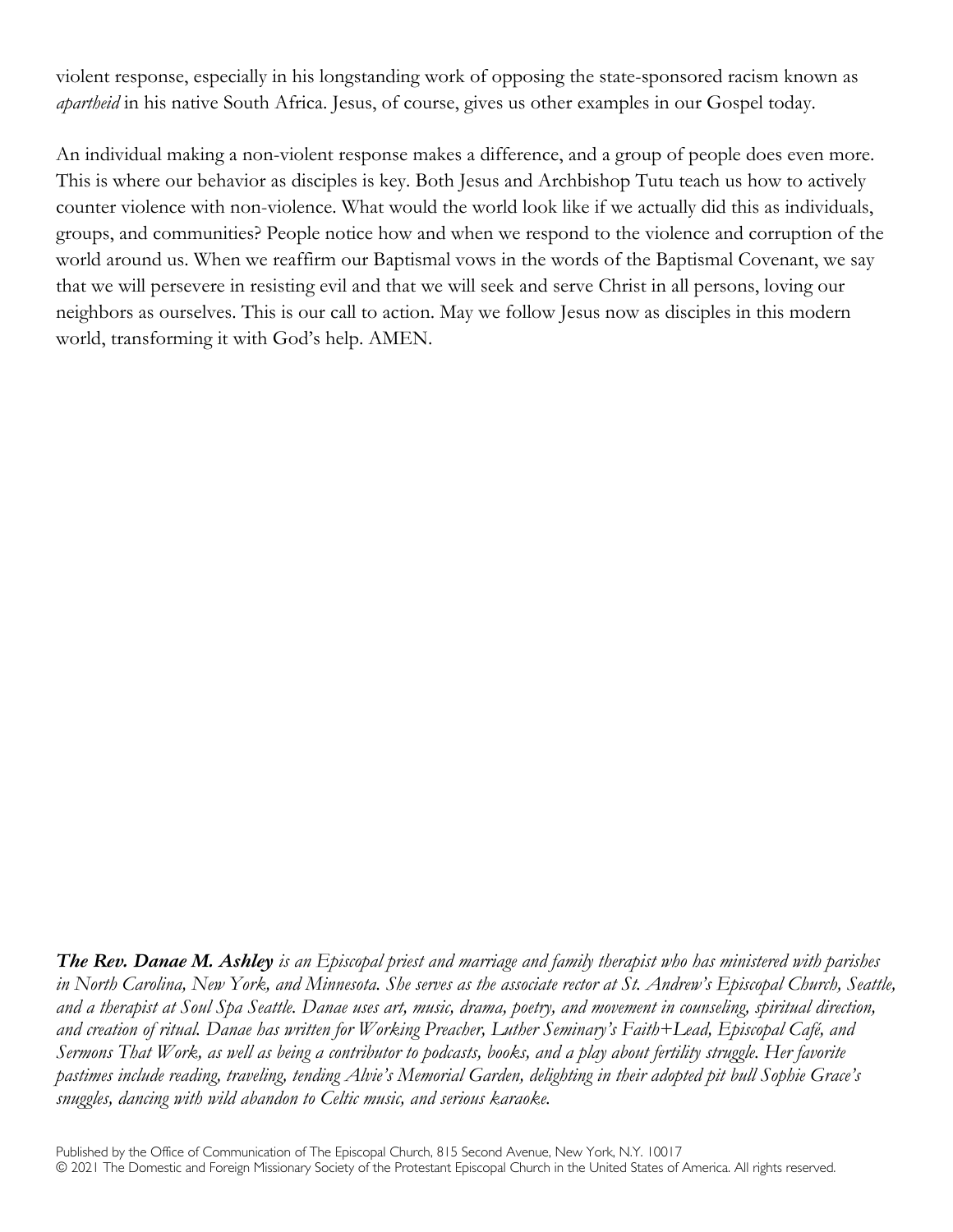violent response, especially in his longstanding work of opposing the state-sponsored racism known as *apartheid* in his native South Africa. Jesus, of course, gives us other examples in our Gospel today.

An individual making a non-violent response makes a difference, and a group of people does even more. This is where our behavior as disciples is key. Both Jesus and Archbishop Tutu teach us how to actively counter violence with non-violence. What would the world look like if we actually did this as individuals, groups, and communities? People notice how and when we respond to the violence and corruption of the world around us. When we reaffirm our Baptismal vows in the words of the Baptismal Covenant, we say that we will persevere in resisting evil and that we will seek and serve Christ in all persons, loving our neighbors as ourselves. This is our call to action. May we follow Jesus now as disciples in this modern world, transforming it with God's help. AMEN.

***The Rev. Danae M. Ashley** is an Episcopal priest and marriage and family therapist who has ministered with parishes in North Carolina, New York, and Minnesota. She serves as the associate rector at St. Andrew's Episcopal Church, Seattle, and a therapist at Soul Spa Seattle. Danae uses art, music, drama, poetry, and movement in counseling, spiritual direction, and creation of ritual. Danae has written for Working Preacher, Luther Seminary's Faith+Lead, Episcopal Café, and Sermons That Work, as well as being a contributor to podcasts, books, and a play about fertility struggle. Her favorite pastimes include reading, traveling, tending Alvie's Memorial Garden, delighting in their adopted pit bull Sophie Grace's snuggles, dancing with wild abandon to Celtic music, and serious karaoke.*

Published by the Office of Communication of The Episcopal Church, 815 Second Avenue, New York, N.Y. 10017
© 2021 The Domestic and Foreign Missionary Society of the Protestant Episcopal Church in the United States of America. All rights reserved.